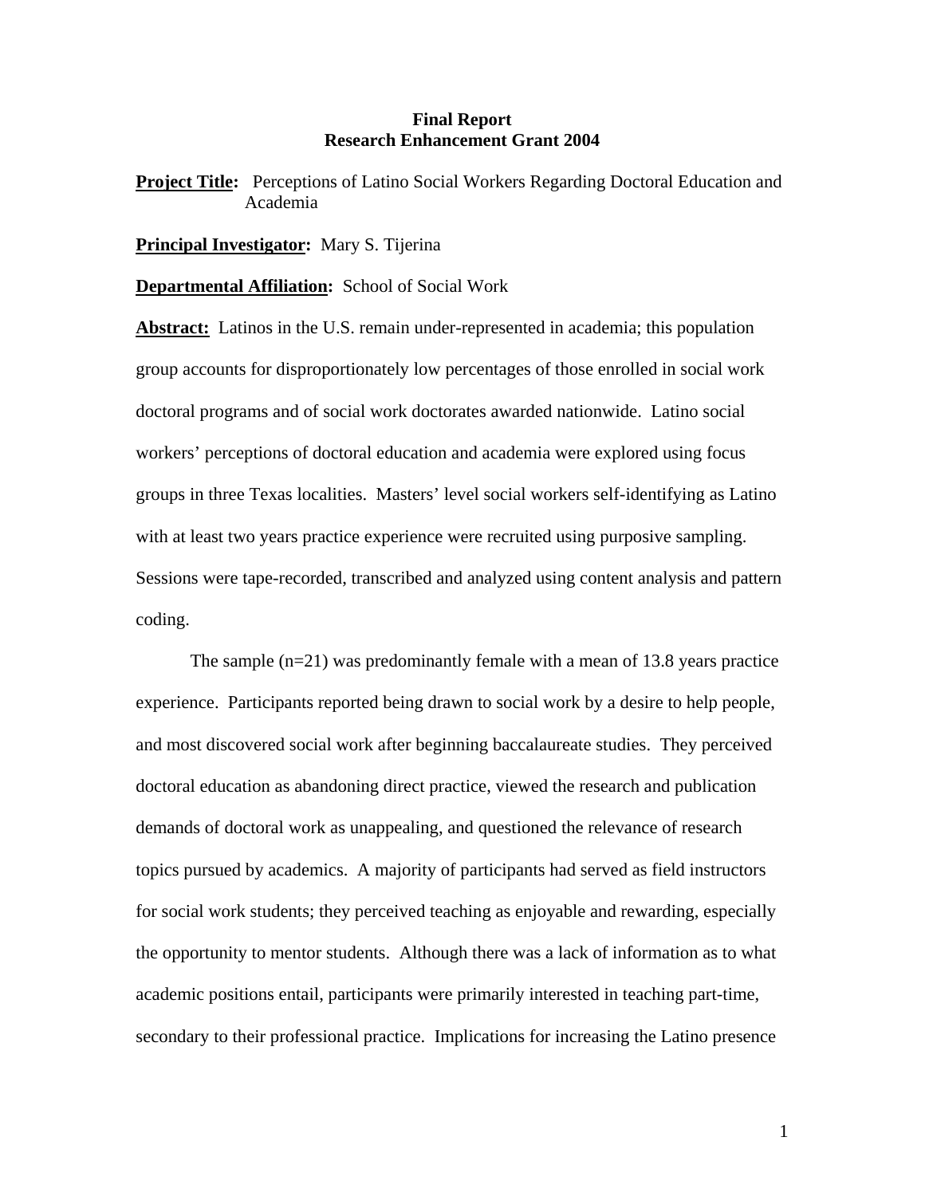**Final Report**
**Research Enhancement Grant 2004**

**Project Title:** Perceptions of Latino Social Workers Regarding Doctoral Education and Academia

**Principal Investigator:** Mary S. Tijerina

**Departmental Affiliation:** School of Social Work

**Abstract:** Latinos in the U.S. remain under-represented in academia; this population group accounts for disproportionately low percentages of those enrolled in social work doctoral programs and of social work doctorates awarded nationwide. Latino social workers' perceptions of doctoral education and academia were explored using focus groups in three Texas localities. Masters' level social workers self-identifying as Latino with at least two years practice experience were recruited using purposive sampling. Sessions were tape-recorded, transcribed and analyzed using content analysis and pattern coding.

The sample (n=21) was predominantly female with a mean of 13.8 years practice experience. Participants reported being drawn to social work by a desire to help people, and most discovered social work after beginning baccalaureate studies. They perceived doctoral education as abandoning direct practice, viewed the research and publication demands of doctoral work as unappealing, and questioned the relevance of research topics pursued by academics. A majority of participants had served as field instructors for social work students; they perceived teaching as enjoyable and rewarding, especially the opportunity to mentor students. Although there was a lack of information as to what academic positions entail, participants were primarily interested in teaching part-time, secondary to their professional practice. Implications for increasing the Latino presence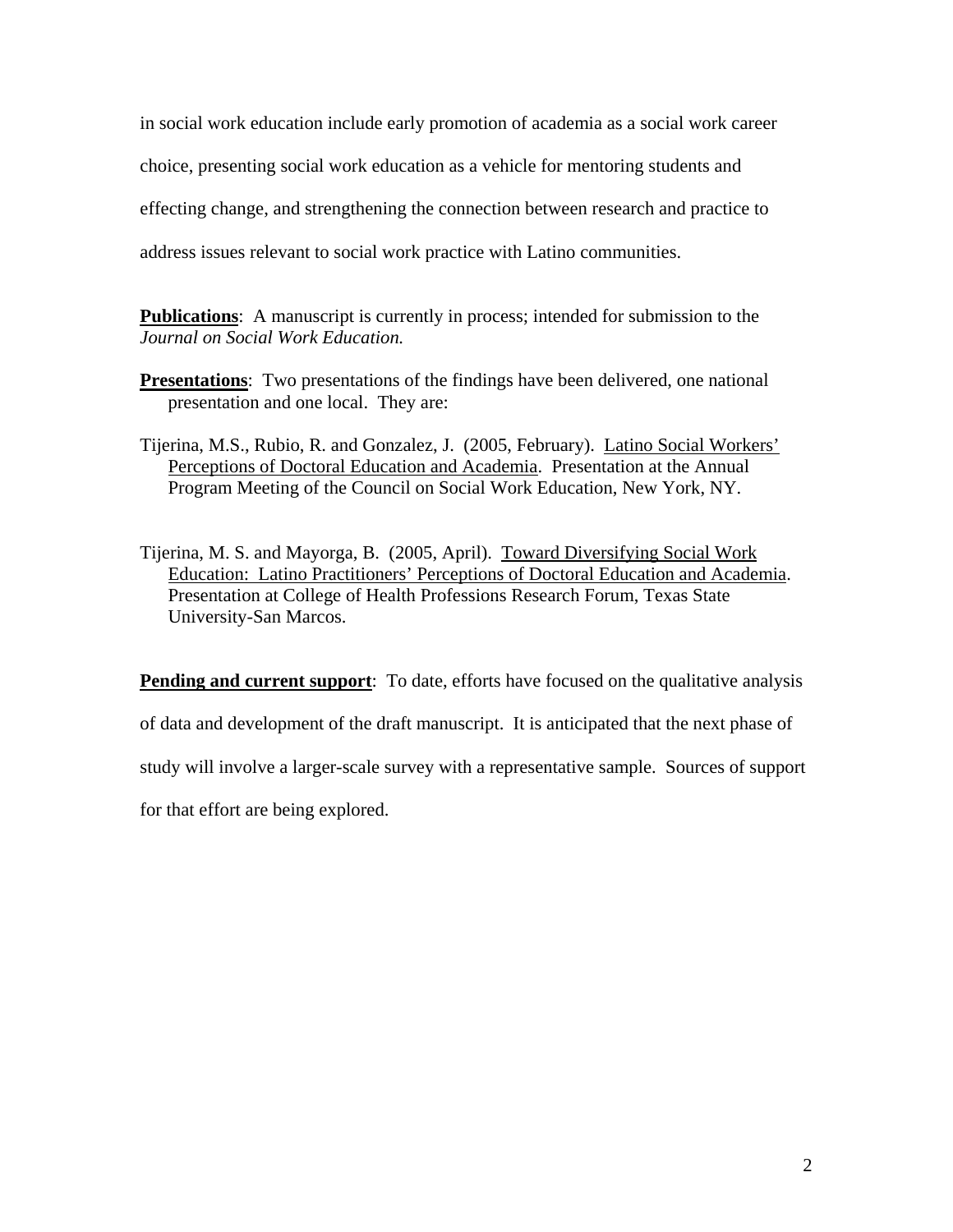in social work education include early promotion of academia as a social work career choice, presenting social work education as a vehicle for mentoring students and effecting change, and strengthening the connection between research and practice to address issues relevant to social work practice with Latino communities.

**Publications**: A manuscript is currently in process; intended for submission to the *Journal on Social Work Education.*

**Presentations**: Two presentations of the findings have been delivered, one national presentation and one local. They are:

Tijerina, M.S., Rubio, R. and Gonzalez, J. (2005, February). Latino Social Workers' Perceptions of Doctoral Education and Academia. Presentation at the Annual Program Meeting of the Council on Social Work Education, New York, NY.

Tijerina, M. S. and Mayorga, B. (2005, April). Toward Diversifying Social Work Education: Latino Practitioners' Perceptions of Doctoral Education and Academia. Presentation at College of Health Professions Research Forum, Texas State University-San Marcos.

**Pending and current support**: To date, efforts have focused on the qualitative analysis of data and development of the draft manuscript. It is anticipated that the next phase of study will involve a larger-scale survey with a representative sample. Sources of support for that effort are being explored.